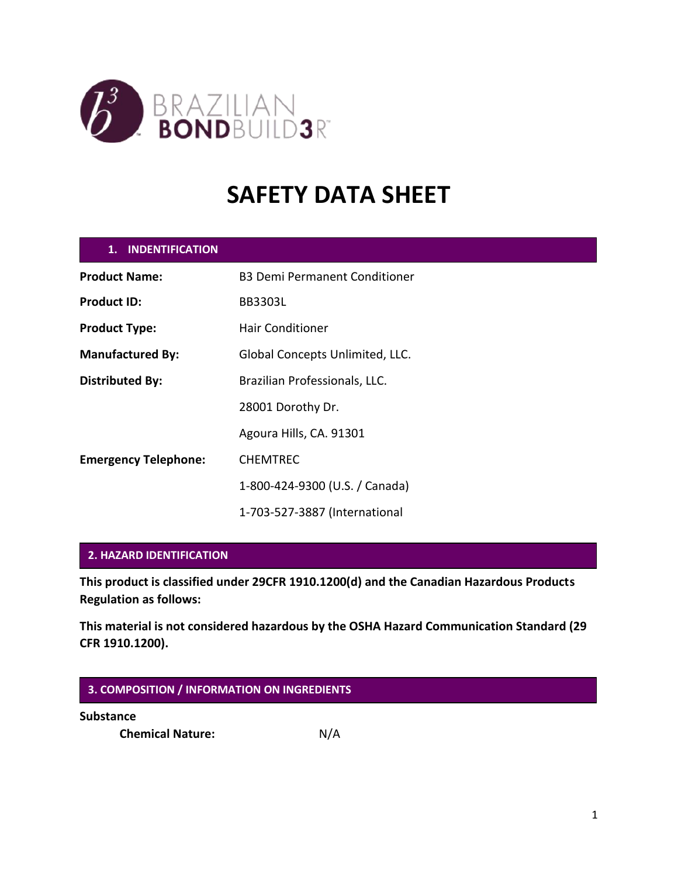BRAZILIAN BONDBUILD3R™

# SAFETY DATA SHEET

## 1. INDENTIFICATION

| | |
|---|---|
| **Product Name:** | B3 Demi Permanent Conditioner |
| **Product ID:** | BB3303L |
| **Product Type:** | Hair Conditioner |
| **Manufactured By:** | Global Concepts Unlimited, LLC. |
| **Distributed By:** | Brazilian Professionals, LLC. |
| | 28001 Dorothy Dr. |
| | Agoura Hills, CA. 91301 |
| **Emergency Telephone:** | CHEMTREC |
| | 1-800-424-9300 (U.S. / Canada) |
| | 1-703-527-3887 (International |

## 2. HAZARD IDENTIFICATION

**This product is classified under 29CFR 1910.1200(d) and the Canadian Hazardous Products Regulation as follows:**

**This material is not considered hazardous by the OSHA Hazard Communication Standard (29 CFR 1910.1200).**

## 3. COMPOSITION / INFORMATION ON INGREDIENTS

**Substance**

**Chemical Nature:** N/A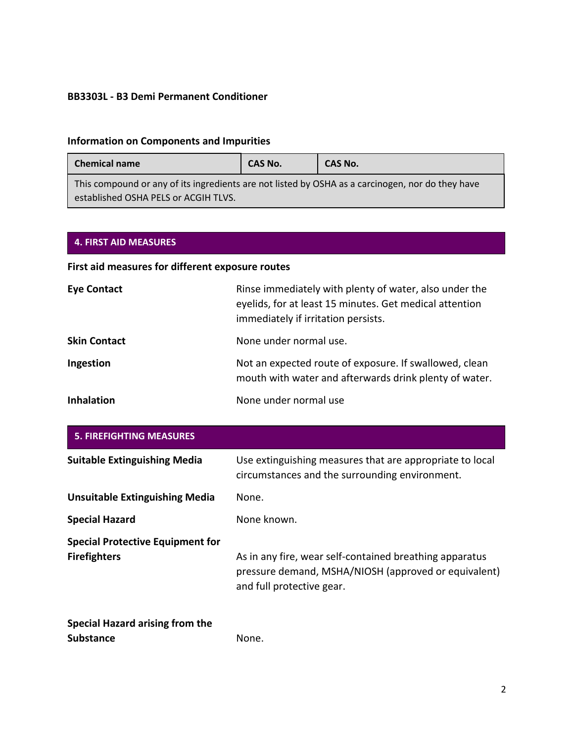**BB3303L - B3 Demi Permanent Conditioner**

### Information on Components and Impurities

| Chemical name | CAS No. | CAS No. |
|---|---|---|
| This compound or any of its ingredients are not listed by OSHA as a carcinogen, nor do they have established OSHA PELS or ACGIH TLVS. | | |

## 4. FIRST AID MEASURES

### First aid measures for different exposure routes

**Eye Contact** Rinse immediately with plenty of water, also under the eyelids, for at least 15 minutes. Get medical attention immediately if irritation persists.

**Skin Contact** None under normal use.

**Ingestion** Not an expected route of exposure. If swallowed, clean mouth with water and afterwards drink plenty of water.

**Inhalation** None under normal use

## 5. FIREFIGHTING MEASURES

**Suitable Extinguishing Media** Use extinguishing measures that are appropriate to local circumstances and the surrounding environment.

**Unsuitable Extinguishing Media** None.

**Special Hazard** None known.

**Special Protective Equipment for Firefighters** As in any fire, wear self-contained breathing apparatus pressure demand, MSHA/NIOSH (approved or equivalent) and full protective gear.

**Special Hazard arising from the Substance** None.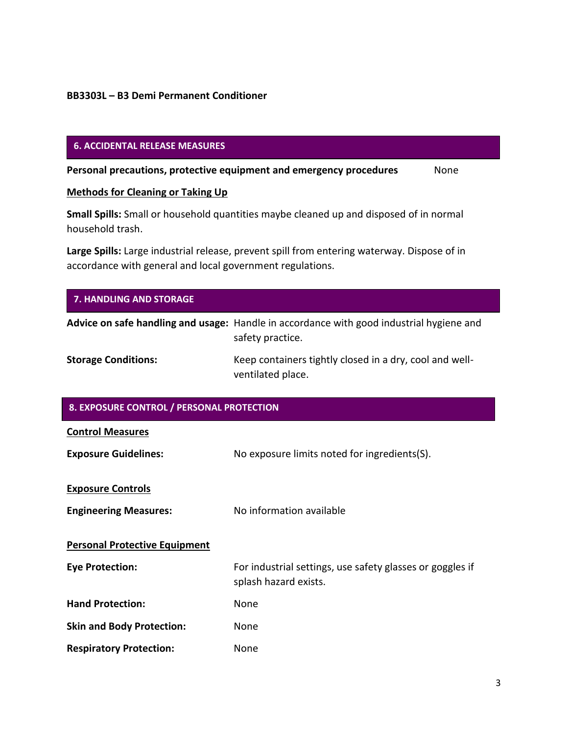**BB3303L – B3 Demi Permanent Conditioner**

## 6. ACCIDENTAL RELEASE MEASURES

**Personal precautions, protective equipment and emergency procedures** None

**Methods for Cleaning or Taking Up**

**Small Spills:** Small or household quantities maybe cleaned up and disposed of in normal household trash.

**Large Spills:** Large industrial release, prevent spill from entering waterway. Dispose of in accordance with general and local government regulations.

## 7. HANDLING AND STORAGE

**Advice on safe handling and usage:** Handle in accordance with good industrial hygiene and safety practice.

**Storage Conditions:** Keep containers tightly closed in a dry, cool and well-ventilated place.

## 8. EXPOSURE CONTROL / PERSONAL PROTECTION

**Control Measures**

**Exposure Guidelines:** No exposure limits noted for ingredients(S).

**Exposure Controls**

**Engineering Measures:** No information available

**Personal Protective Equipment**

**Eye Protection:** For industrial settings, use safety glasses or goggles if splash hazard exists.

**Hand Protection:** None

**Skin and Body Protection:** None

**Respiratory Protection:** None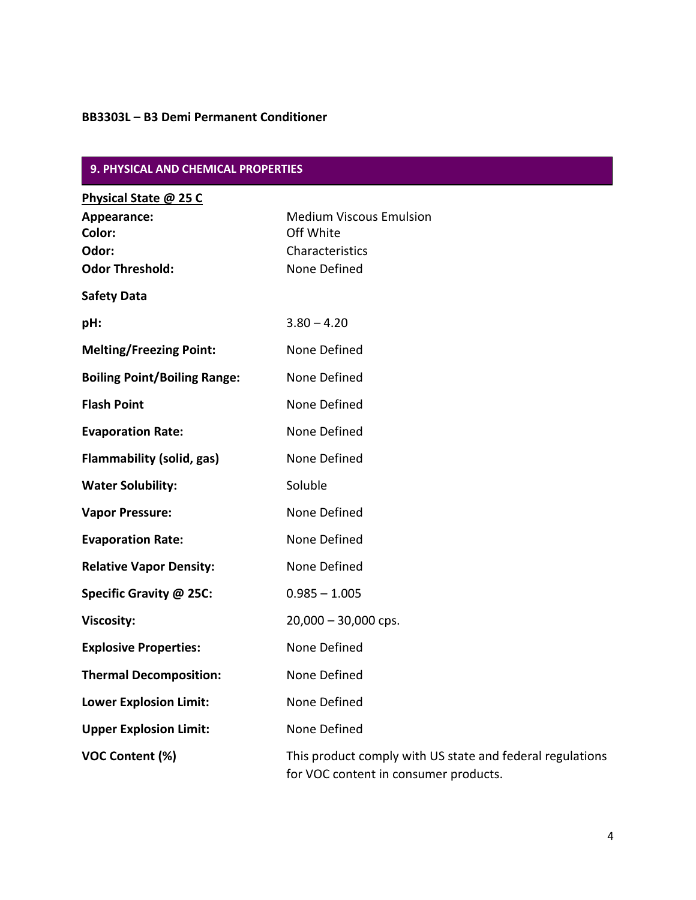**BB3303L – B3 Demi Permanent Conditioner**

## 9. PHYSICAL AND CHEMICAL PROPERTIES

**Physical State @ 25 C**

| | |
|---|---|
| **Appearance:** | Medium Viscous Emulsion |
| **Color:** | Off White |
| **Odor:** | Characteristics |
| **Odor Threshold:** | None Defined |

**Safety Data**

| | |
|---|---|
| **pH:** | 3.80 – 4.20 |
| **Melting/Freezing Point:** | None Defined |
| **Boiling Point/Boiling Range:** | None Defined |
| **Flash Point** | None Defined |
| **Evaporation Rate:** | None Defined |
| **Flammability (solid, gas)** | None Defined |
| **Water Solubility:** | Soluble |
| **Vapor Pressure:** | None Defined |
| **Evaporation Rate:** | None Defined |
| **Relative Vapor Density:** | None Defined |
| **Specific Gravity @ 25C:** | 0.985 – 1.005 |
| **Viscosity:** | 20,000 – 30,000 cps. |
| **Explosive Properties:** | None Defined |
| **Thermal Decomposition:** | None Defined |
| **Lower Explosion Limit:** | None Defined |
| **Upper Explosion Limit:** | None Defined |
| **VOC Content (%)** | This product comply with US state and federal regulations for VOC content in consumer products. |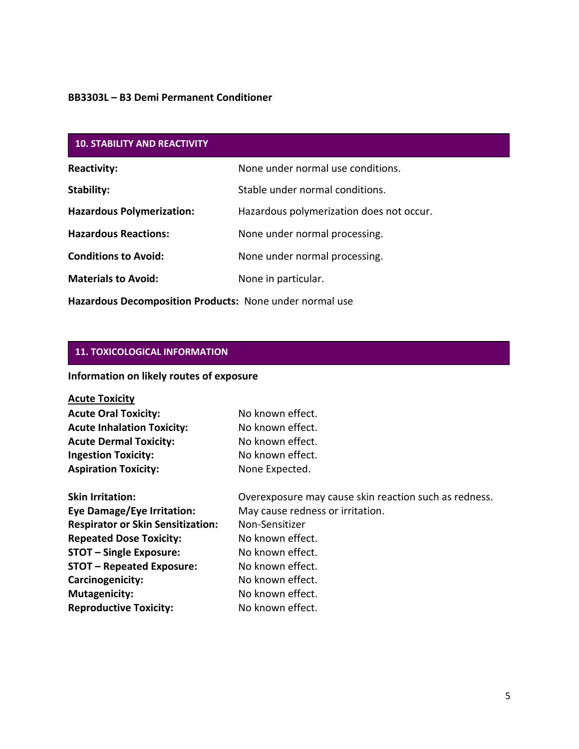**BB3303L – B3 Demi Permanent Conditioner**

## 10. STABILITY AND REACTIVITY

| | |
|---|---|
| **Reactivity:** | None under normal use conditions. |
| **Stability:** | Stable under normal conditions. |
| **Hazardous Polymerization:** | Hazardous polymerization does not occur. |
| **Hazardous Reactions:** | None under normal processing. |
| **Conditions to Avoid:** | None under normal processing. |
| **Materials to Avoid:** | None in particular. |

**Hazardous Decomposition Products:** None under normal use

## 11. TOXICOLOGICAL INFORMATION

**Information on likely routes of exposure**

**Acute Toxicity**

| | |
|---|---|
| **Acute Oral Toxicity:** | No known effect. |
| **Acute Inhalation Toxicity:** | No known effect. |
| **Acute Dermal Toxicity:** | No known effect. |
| **Ingestion Toxicity:** | No known effect. |
| **Aspiration Toxicity:** | None Expected. |

| | |
|---|---|
| **Skin Irritation:** | Overexposure may cause skin reaction such as redness. |
| **Eye Damage/Eye Irritation:** | May cause redness or irritation. |
| **Respirator or Skin Sensitization:** | Non-Sensitizer |
| **Repeated Dose Toxicity:** | No known effect. |
| **STOT – Single Exposure:** | No known effect. |
| **STOT – Repeated Exposure:** | No known effect. |
| **Carcinogenicity:** | No known effect. |
| **Mutagenicity:** | No known effect. |
| **Reproductive Toxicity:** | No known effect. |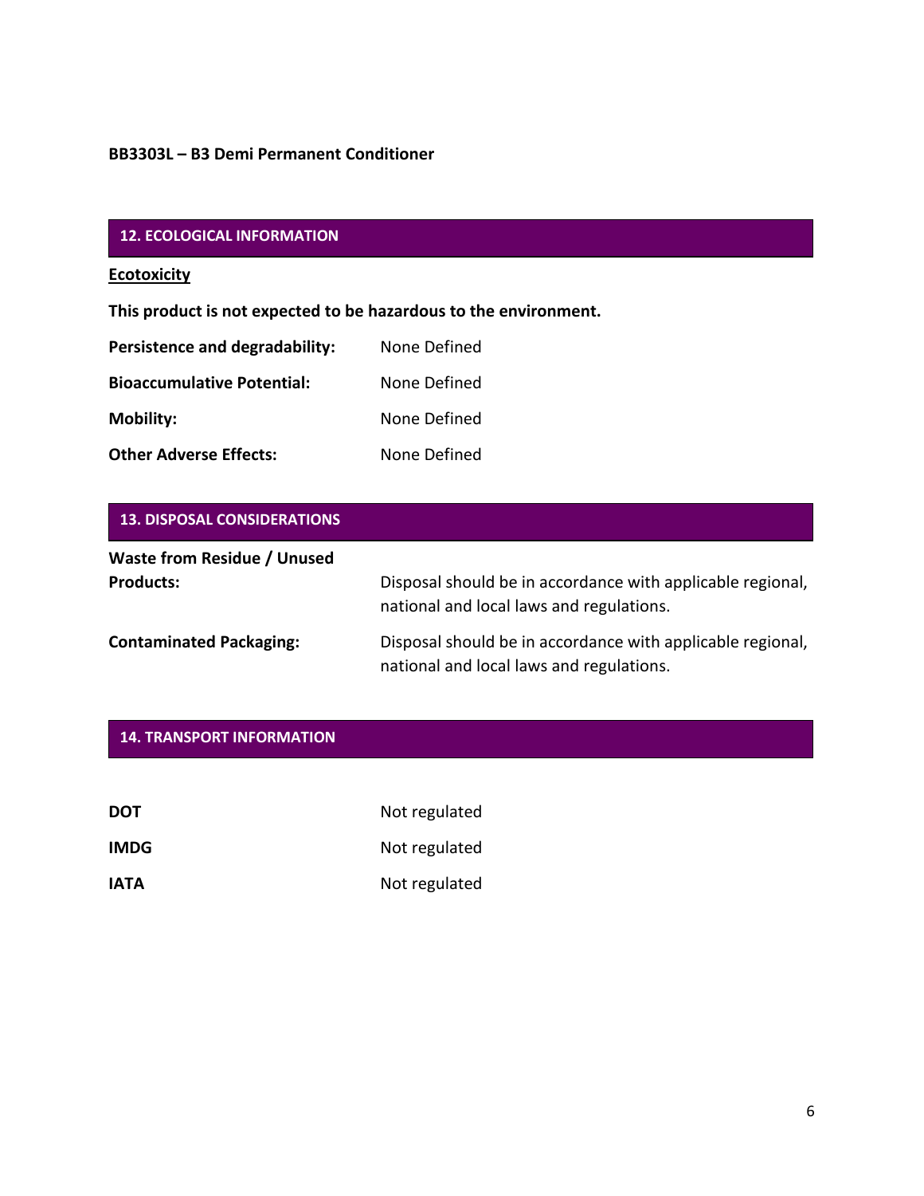**BB3303L – B3 Demi Permanent Conditioner**

## 12. ECOLOGICAL INFORMATION

**Ecotoxicity**

**This product is not expected to be hazardous to the environment.**

**Persistence and degradability:** None Defined

**Bioaccumulative Potential:** None Defined

**Mobility:** None Defined

**Other Adverse Effects:** None Defined

## 13. DISPOSAL CONSIDERATIONS

**Waste from Residue / Unused Products:** Disposal should be in accordance with applicable regional, national and local laws and regulations.

**Contaminated Packaging:** Disposal should be in accordance with applicable regional, national and local laws and regulations.

## 14. TRANSPORT INFORMATION

**DOT** Not regulated

**IMDG** Not regulated

**IATA** Not regulated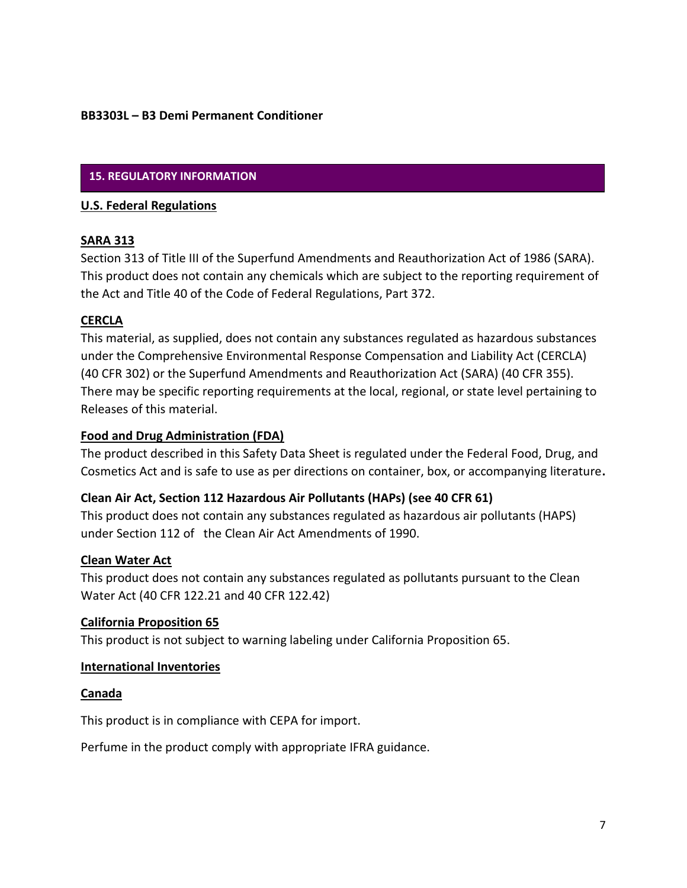**BB3303L – B3 Demi Permanent Conditioner**

## 15. REGULATORY INFORMATION

### U.S. Federal Regulations

#### SARA 313

Section 313 of Title III of the Superfund Amendments and Reauthorization Act of 1986 (SARA). This product does not contain any chemicals which are subject to the reporting requirement of the Act and Title 40 of the Code of Federal Regulations, Part 372.

#### CERCLA

This material, as supplied, does not contain any substances regulated as hazardous substances under the Comprehensive Environmental Response Compensation and Liability Act (CERCLA) (40 CFR 302) or the Superfund Amendments and Reauthorization Act (SARA) (40 CFR 355). There may be specific reporting requirements at the local, regional, or state level pertaining to Releases of this material.

#### Food and Drug Administration (FDA)

The product described in this Safety Data Sheet is regulated under the Federal Food, Drug, and Cosmetics Act and is safe to use as per directions on container, box, or accompanying literature.

#### Clean Air Act, Section 112 Hazardous Air Pollutants (HAPs) (see 40 CFR 61)

This product does not contain any substances regulated as hazardous air pollutants (HAPS) under Section 112 of the Clean Air Act Amendments of 1990.

#### Clean Water Act

This product does not contain any substances regulated as pollutants pursuant to the Clean Water Act (40 CFR 122.21 and 40 CFR 122.42)

#### California Proposition 65

This product is not subject to warning labeling under California Proposition 65.

### International Inventories

#### Canada

This product is in compliance with CEPA for import.

Perfume in the product comply with appropriate IFRA guidance.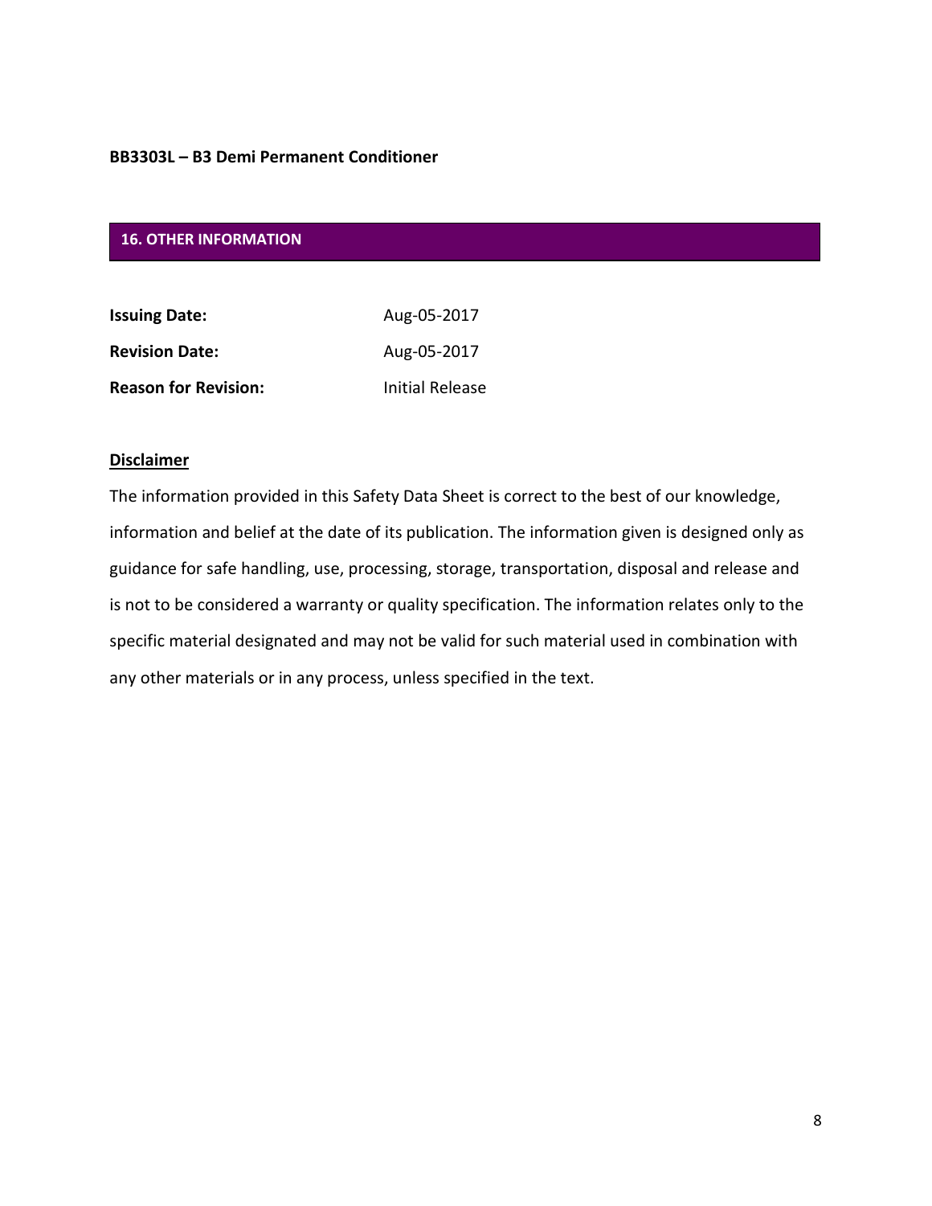**BB3303L – B3 Demi Permanent Conditioner**

## 16. OTHER INFORMATION

| | |
|---|---|
| **Issuing Date:** | Aug-05-2017 |
| **Revision Date:** | Aug-05-2017 |
| **Reason for Revision:** | Initial Release |

**Disclaimer**

The information provided in this Safety Data Sheet is correct to the best of our knowledge, information and belief at the date of its publication. The information given is designed only as guidance for safe handling, use, processing, storage, transportation, disposal and release and is not to be considered a warranty or quality specification. The information relates only to the specific material designated and may not be valid for such material used in combination with any other materials or in any process, unless specified in the text.